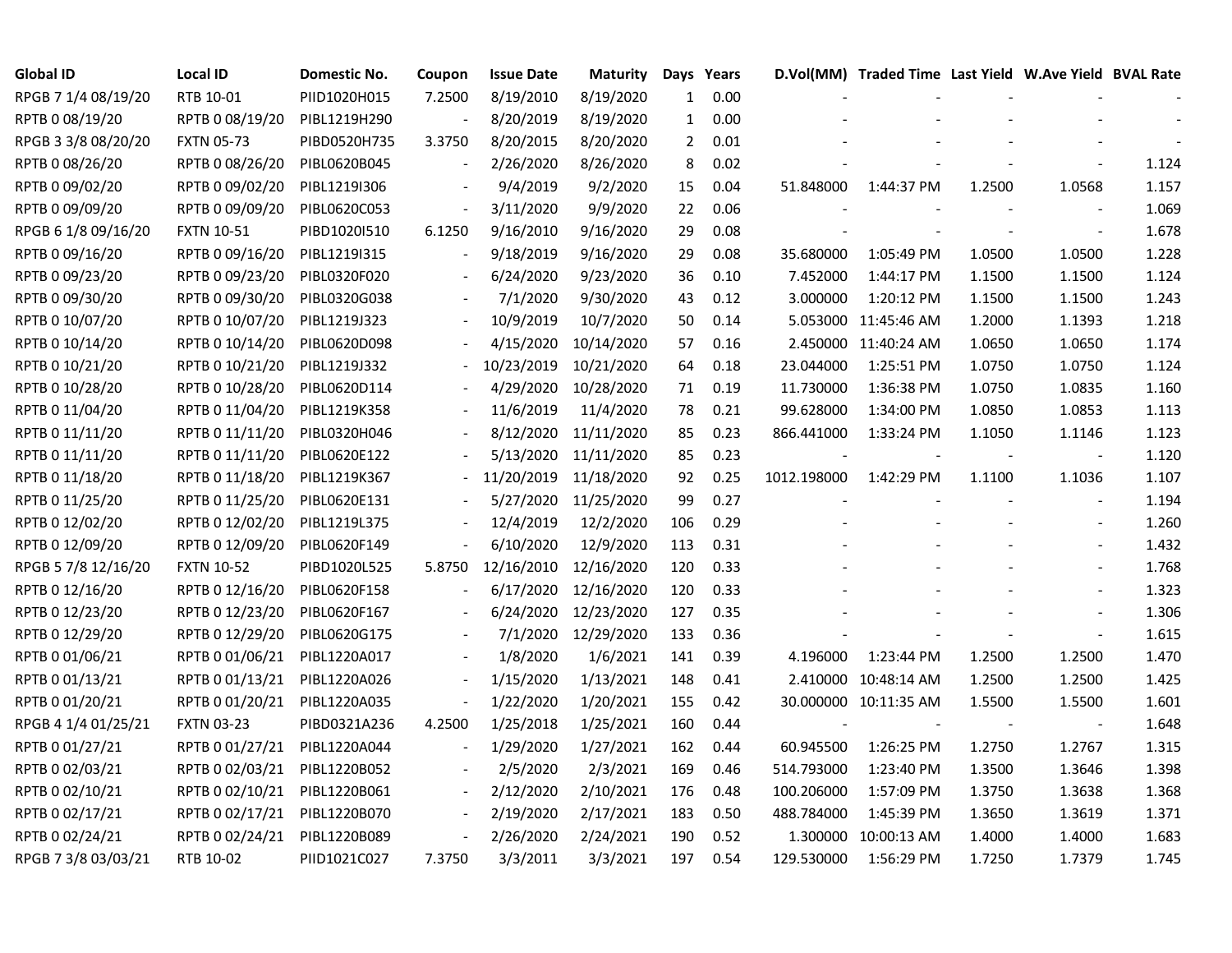| Global ID | Local ID | Domestic No. | Coupon | Issue Date | Maturity | Days | Years | D.Vol(MM) | Traded Time | Last Yield | W.Ave Yield | BVAL Rate |
|---|---|---|---|---|---|---|---|---|---|---|---|---|
| RPGB 7 1/4 08/19/20 | RTB 10-01 | PIID1020H015 | 7.2500 | 8/19/2010 | 8/19/2020 | 1 | 0.00 | - | - | - | - | - |
| RPTB 0 08/19/20 | RPTB 0 08/19/20 | PIBL1219H290 | - | 8/20/2019 | 8/19/2020 | 1 | 0.00 | - | - | - | - | - |
| RPGB 3 3/8 08/20/20 | FXTN 05-73 | PIBD0520H735 | 3.3750 | 8/20/2015 | 8/20/2020 | 2 | 0.01 | - | - | - | - | - |
| RPTB 0 08/26/20 | RPTB 0 08/26/20 | PIBL0620B045 | - | 2/26/2020 | 8/26/2020 | 8 | 0.02 | - | - | - | - | 1.124 |
| RPTB 0 09/02/20 | RPTB 0 09/02/20 | PIBL1219I306 | - | 9/4/2019 | 9/2/2020 | 15 | 0.04 | 51.848000 | 1:44:37 PM | 1.2500 | 1.0568 | 1.157 |
| RPTB 0 09/09/20 | RPTB 0 09/09/20 | PIBL0620C053 | - | 3/11/2020 | 9/9/2020 | 22 | 0.06 | - | - | - | - | 1.069 |
| RPGB 6 1/8 09/16/20 | FXTN 10-51 | PIBD1020I510 | 6.1250 | 9/16/2010 | 9/16/2020 | 29 | 0.08 | - | - | - | - | 1.678 |
| RPTB 0 09/16/20 | RPTB 0 09/16/20 | PIBL1219I315 | - | 9/18/2019 | 9/16/2020 | 29 | 0.08 | 35.680000 | 1:05:49 PM | 1.0500 | 1.0500 | 1.228 |
| RPTB 0 09/23/20 | RPTB 0 09/23/20 | PIBL0320F020 | - | 6/24/2020 | 9/23/2020 | 36 | 0.10 | 7.452000 | 1:44:17 PM | 1.1500 | 1.1500 | 1.124 |
| RPTB 0 09/30/20 | RPTB 0 09/30/20 | PIBL0320G038 | - | 7/1/2020 | 9/30/2020 | 43 | 0.12 | 3.000000 | 1:20:12 PM | 1.1500 | 1.1500 | 1.243 |
| RPTB 0 10/07/20 | RPTB 0 10/07/20 | PIBL1219J323 | - | 10/9/2019 | 10/7/2020 | 50 | 0.14 | 5.053000 | 11:45:46 AM | 1.2000 | 1.1393 | 1.218 |
| RPTB 0 10/14/20 | RPTB 0 10/14/20 | PIBL0620D098 | - | 4/15/2020 | 10/14/2020 | 57 | 0.16 | 2.450000 | 11:40:24 AM | 1.0650 | 1.0650 | 1.174 |
| RPTB 0 10/21/20 | RPTB 0 10/21/20 | PIBL1219J332 | - | 10/23/2019 | 10/21/2020 | 64 | 0.18 | 23.044000 | 1:25:51 PM | 1.0750 | 1.0750 | 1.124 |
| RPTB 0 10/28/20 | RPTB 0 10/28/20 | PIBL0620D114 | - | 4/29/2020 | 10/28/2020 | 71 | 0.19 | 11.730000 | 1:36:38 PM | 1.0750 | 1.0835 | 1.160 |
| RPTB 0 11/04/20 | RPTB 0 11/04/20 | PIBL1219K358 | - | 11/6/2019 | 11/4/2020 | 78 | 0.21 | 99.628000 | 1:34:00 PM | 1.0850 | 1.0853 | 1.113 |
| RPTB 0 11/11/20 | RPTB 0 11/11/20 | PIBL0320H046 | - | 8/12/2020 | 11/11/2020 | 85 | 0.23 | 866.441000 | 1:33:24 PM | 1.1050 | 1.1146 | 1.123 |
| RPTB 0 11/11/20 | RPTB 0 11/11/20 | PIBL0620E122 | - | 5/13/2020 | 11/11/2020 | 85 | 0.23 | - | - | - | - | 1.120 |
| RPTB 0 11/18/20 | RPTB 0 11/18/20 | PIBL1219K367 | - | 11/20/2019 | 11/18/2020 | 92 | 0.25 | 1012.198000 | 1:42:29 PM | 1.1100 | 1.1036 | 1.107 |
| RPTB 0 11/25/20 | RPTB 0 11/25/20 | PIBL0620E131 | - | 5/27/2020 | 11/25/2020 | 99 | 0.27 | - | - | - | - | 1.194 |
| RPTB 0 12/02/20 | RPTB 0 12/02/20 | PIBL1219L375 | - | 12/4/2019 | 12/2/2020 | 106 | 0.29 | - | - | - | - | 1.260 |
| RPTB 0 12/09/20 | RPTB 0 12/09/20 | PIBL0620F149 | - | 6/10/2020 | 12/9/2020 | 113 | 0.31 | - | - | - | - | 1.432 |
| RPGB 5 7/8 12/16/20 | FXTN 10-52 | PIBD1020L525 | 5.8750 | 12/16/2010 | 12/16/2020 | 120 | 0.33 | - | - | - | - | 1.768 |
| RPTB 0 12/16/20 | RPTB 0 12/16/20 | PIBL0620F158 | - | 6/17/2020 | 12/16/2020 | 120 | 0.33 | - | - | - | - | 1.323 |
| RPTB 0 12/23/20 | RPTB 0 12/23/20 | PIBL0620F167 | - | 6/24/2020 | 12/23/2020 | 127 | 0.35 | - | - | - | - | 1.306 |
| RPTB 0 12/29/20 | RPTB 0 12/29/20 | PIBL0620G175 | - | 7/1/2020 | 12/29/2020 | 133 | 0.36 | - | - | - | - | 1.615 |
| RPTB 0 01/06/21 | RPTB 0 01/06/21 | PIBL1220A017 | - | 1/8/2020 | 1/6/2021 | 141 | 0.39 | 4.196000 | 1:23:44 PM | 1.2500 | 1.2500 | 1.470 |
| RPTB 0 01/13/21 | RPTB 0 01/13/21 | PIBL1220A026 | - | 1/15/2020 | 1/13/2021 | 148 | 0.41 | 2.410000 | 10:48:14 AM | 1.2500 | 1.2500 | 1.425 |
| RPTB 0 01/20/21 | RPTB 0 01/20/21 | PIBL1220A035 | - | 1/22/2020 | 1/20/2021 | 155 | 0.42 | 30.000000 | 10:11:35 AM | 1.5500 | 1.5500 | 1.601 |
| RPGB 4 1/4 01/25/21 | FXTN 03-23 | PIBD0321A236 | 4.2500 | 1/25/2018 | 1/25/2021 | 160 | 0.44 | - | - | - | - | 1.648 |
| RPTB 0 01/27/21 | RPTB 0 01/27/21 | PIBL1220A044 | - | 1/29/2020 | 1/27/2021 | 162 | 0.44 | 60.945500 | 1:26:25 PM | 1.2750 | 1.2767 | 1.315 |
| RPTB 0 02/03/21 | RPTB 0 02/03/21 | PIBL1220B052 | - | 2/5/2020 | 2/3/2021 | 169 | 0.46 | 514.793000 | 1:23:40 PM | 1.3500 | 1.3646 | 1.398 |
| RPTB 0 02/10/21 | RPTB 0 02/10/21 | PIBL1220B061 | - | 2/12/2020 | 2/10/2021 | 176 | 0.48 | 100.206000 | 1:57:09 PM | 1.3750 | 1.3638 | 1.368 |
| RPTB 0 02/17/21 | RPTB 0 02/17/21 | PIBL1220B070 | - | 2/19/2020 | 2/17/2021 | 183 | 0.50 | 488.784000 | 1:45:39 PM | 1.3650 | 1.3619 | 1.371 |
| RPTB 0 02/24/21 | RPTB 0 02/24/21 | PIBL1220B089 | - | 2/26/2020 | 2/24/2021 | 190 | 0.52 | 1.300000 | 10:00:13 AM | 1.4000 | 1.4000 | 1.683 |
| RPGB 7 3/8 03/03/21 | RTB 10-02 | PIID1021C027 | 7.3750 | 3/3/2011 | 3/3/2021 | 197 | 0.54 | 129.530000 | 1:56:29 PM | 1.7250 | 1.7379 | 1.745 |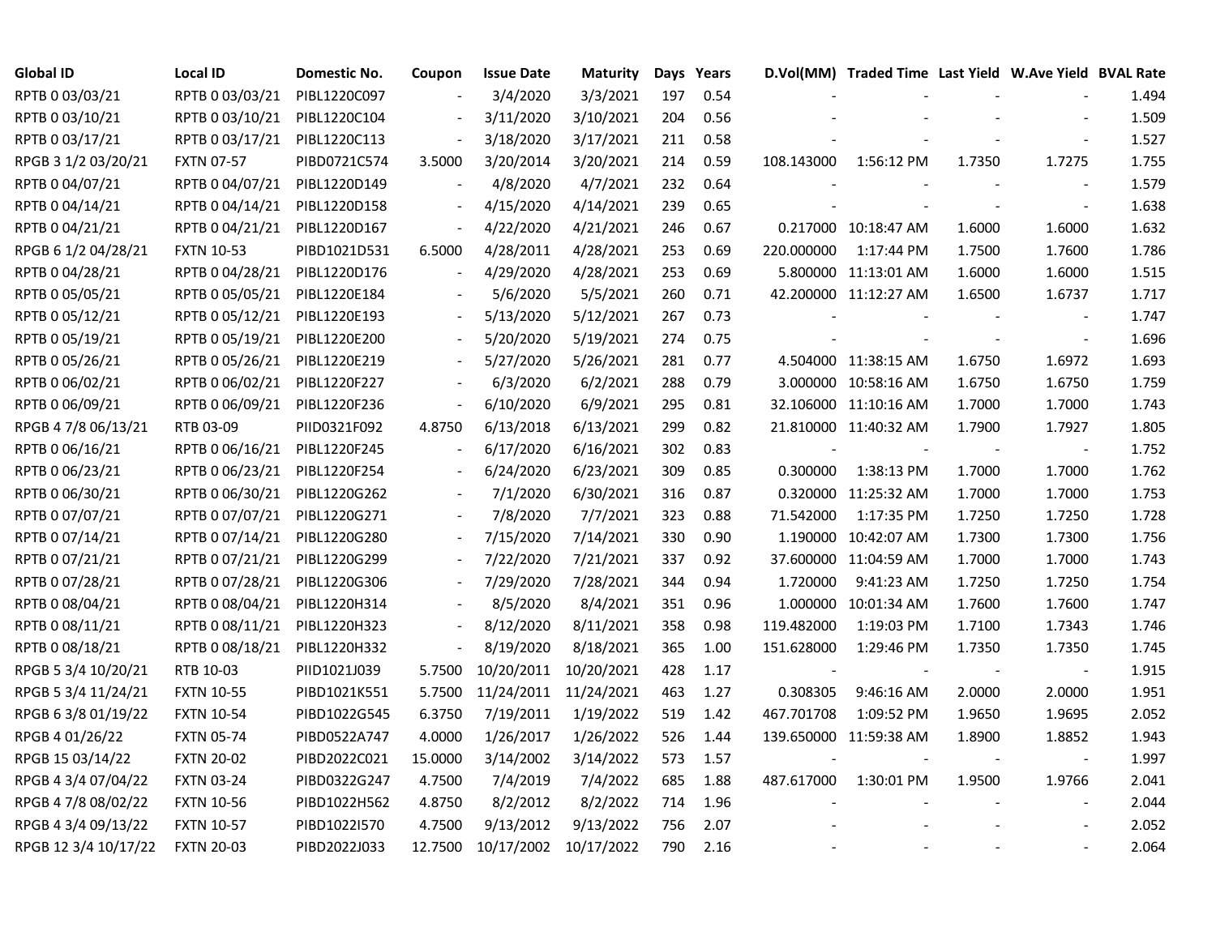| Global ID | Local ID | Domestic No. | Coupon | Issue Date | Maturity | Days | Years | D.Vol(MM) | Traded Time | Last Yield | W.Ave Yield | BVAL Rate |
|---|---|---|---|---|---|---|---|---|---|---|---|---|
| RPTB 0 03/03/21 | RPTB 0 03/03/21 | PIBL1220C097 | - | 3/4/2020 | 3/3/2021 | 197 | 0.54 | - | - | - | - | 1.494 |
| RPTB 0 03/10/21 | RPTB 0 03/10/21 | PIBL1220C104 | - | 3/11/2020 | 3/10/2021 | 204 | 0.56 | - | - | - | - | 1.509 |
| RPTB 0 03/17/21 | RPTB 0 03/17/21 | PIBL1220C113 | - | 3/18/2020 | 3/17/2021 | 211 | 0.58 | - | - | - | - | 1.527 |
| RPGB 3 1/2 03/20/21 | FXTN 07-57 | PIBD0721C574 | 3.5000 | 3/20/2014 | 3/20/2021 | 214 | 0.59 | 108.143000 | 1:56:12 PM | 1.7350 | 1.7275 | 1.755 |
| RPTB 0 04/07/21 | RPTB 0 04/07/21 | PIBL1220D149 | - | 4/8/2020 | 4/7/2021 | 232 | 0.64 | - | - | - | - | 1.579 |
| RPTB 0 04/14/21 | RPTB 0 04/14/21 | PIBL1220D158 | - | 4/15/2020 | 4/14/2021 | 239 | 0.65 | - | - | - | - | 1.638 |
| RPTB 0 04/21/21 | RPTB 0 04/21/21 | PIBL1220D167 | - | 4/22/2020 | 4/21/2021 | 246 | 0.67 | 0.217000 | 10:18:47 AM | 1.6000 | 1.6000 | 1.632 |
| RPGB 6 1/2 04/28/21 | FXTN 10-53 | PIBD1021D531 | 6.5000 | 4/28/2011 | 4/28/2021 | 253 | 0.69 | 220.000000 | 1:17:44 PM | 1.7500 | 1.7600 | 1.786 |
| RPTB 0 04/28/21 | RPTB 0 04/28/21 | PIBL1220D176 | - | 4/29/2020 | 4/28/2021 | 253 | 0.69 | 5.800000 | 11:13:01 AM | 1.6000 | 1.6000 | 1.515 |
| RPTB 0 05/05/21 | RPTB 0 05/05/21 | PIBL1220E184 | - | 5/6/2020 | 5/5/2021 | 260 | 0.71 | 42.200000 | 11:12:27 AM | 1.6500 | 1.6737 | 1.717 |
| RPTB 0 05/12/21 | RPTB 0 05/12/21 | PIBL1220E193 | - | 5/13/2020 | 5/12/2021 | 267 | 0.73 | - | - | - | - | 1.747 |
| RPTB 0 05/19/21 | RPTB 0 05/19/21 | PIBL1220E200 | - | 5/20/2020 | 5/19/2021 | 274 | 0.75 | - | - | - | - | 1.696 |
| RPTB 0 05/26/21 | RPTB 0 05/26/21 | PIBL1220E219 | - | 5/27/2020 | 5/26/2021 | 281 | 0.77 | 4.504000 | 11:38:15 AM | 1.6750 | 1.6972 | 1.693 |
| RPTB 0 06/02/21 | RPTB 0 06/02/21 | PIBL1220F227 | - | 6/3/2020 | 6/2/2021 | 288 | 0.79 | 3.000000 | 10:58:16 AM | 1.6750 | 1.6750 | 1.759 |
| RPTB 0 06/09/21 | RPTB 0 06/09/21 | PIBL1220F236 | - | 6/10/2020 | 6/9/2021 | 295 | 0.81 | 32.106000 | 11:10:16 AM | 1.7000 | 1.7000 | 1.743 |
| RPGB 4 7/8 06/13/21 | RTB 03-09 | PIID0321F092 | 4.8750 | 6/13/2018 | 6/13/2021 | 299 | 0.82 | 21.810000 | 11:40:32 AM | 1.7900 | 1.7927 | 1.805 |
| RPTB 0 06/16/21 | RPTB 0 06/16/21 | PIBL1220F245 | - | 6/17/2020 | 6/16/2021 | 302 | 0.83 | - | - | - | - | 1.752 |
| RPTB 0 06/23/21 | RPTB 0 06/23/21 | PIBL1220F254 | - | 6/24/2020 | 6/23/2021 | 309 | 0.85 | 0.300000 | 1:38:13 PM | 1.7000 | 1.7000 | 1.762 |
| RPTB 0 06/30/21 | RPTB 0 06/30/21 | PIBL1220G262 | - | 7/1/2020 | 6/30/2021 | 316 | 0.87 | 0.320000 | 11:25:32 AM | 1.7000 | 1.7000 | 1.753 |
| RPTB 0 07/07/21 | RPTB 0 07/07/21 | PIBL1220G271 | - | 7/8/2020 | 7/7/2021 | 323 | 0.88 | 71.542000 | 1:17:35 PM | 1.7250 | 1.7250 | 1.728 |
| RPTB 0 07/14/21 | RPTB 0 07/14/21 | PIBL1220G280 | - | 7/15/2020 | 7/14/2021 | 330 | 0.90 | 1.190000 | 10:42:07 AM | 1.7300 | 1.7300 | 1.756 |
| RPTB 0 07/21/21 | RPTB 0 07/21/21 | PIBL1220G299 | - | 7/22/2020 | 7/21/2021 | 337 | 0.92 | 37.600000 | 11:04:59 AM | 1.7000 | 1.7000 | 1.743 |
| RPTB 0 07/28/21 | RPTB 0 07/28/21 | PIBL1220G306 | - | 7/29/2020 | 7/28/2021 | 344 | 0.94 | 1.720000 | 9:41:23 AM | 1.7250 | 1.7250 | 1.754 |
| RPTB 0 08/04/21 | RPTB 0 08/04/21 | PIBL1220H314 | - | 8/5/2020 | 8/4/2021 | 351 | 0.96 | 1.000000 | 10:01:34 AM | 1.7600 | 1.7600 | 1.747 |
| RPTB 0 08/11/21 | RPTB 0 08/11/21 | PIBL1220H323 | - | 8/12/2020 | 8/11/2021 | 358 | 0.98 | 119.482000 | 1:19:03 PM | 1.7100 | 1.7343 | 1.746 |
| RPTB 0 08/18/21 | RPTB 0 08/18/21 | PIBL1220H332 | - | 8/19/2020 | 8/18/2021 | 365 | 1.00 | 151.628000 | 1:29:46 PM | 1.7350 | 1.7350 | 1.745 |
| RPGB 5 3/4 10/20/21 | RTB 10-03 | PIID1021J039 | 5.7500 | 10/20/2011 | 10/20/2021 | 428 | 1.17 | - | - | - | - | 1.915 |
| RPGB 5 3/4 11/24/21 | FXTN 10-55 | PIBD1021K551 | 5.7500 | 11/24/2011 | 11/24/2021 | 463 | 1.27 | 0.308305 | 9:46:16 AM | 2.0000 | 2.0000 | 1.951 |
| RPGB 6 3/8 01/19/22 | FXTN 10-54 | PIBD1022G545 | 6.3750 | 7/19/2011 | 1/19/2022 | 519 | 1.42 | 467.701708 | 1:09:52 PM | 1.9650 | 1.9695 | 2.052 |
| RPGB 4 01/26/22 | FXTN 05-74 | PIBD0522A747 | 4.0000 | 1/26/2017 | 1/26/2022 | 526 | 1.44 | 139.650000 | 11:59:38 AM | 1.8900 | 1.8852 | 1.943 |
| RPGB 15 03/14/22 | FXTN 20-02 | PIBD2022C021 | 15.0000 | 3/14/2002 | 3/14/2022 | 573 | 1.57 | - | - | - | - | 1.997 |
| RPGB 4 3/4 07/04/22 | FXTN 03-24 | PIBD0322G247 | 4.7500 | 7/4/2019 | 7/4/2022 | 685 | 1.88 | 487.617000 | 1:30:01 PM | 1.9500 | 1.9766 | 2.041 |
| RPGB 4 7/8 08/02/22 | FXTN 10-56 | PIBD1022H562 | 4.8750 | 8/2/2012 | 8/2/2022 | 714 | 1.96 | - | - | - | - | 2.044 |
| RPGB 4 3/4 09/13/22 | FXTN 10-57 | PIBD1022I570 | 4.7500 | 9/13/2012 | 9/13/2022 | 756 | 2.07 | - | - | - | - | 2.052 |
| RPGB 12 3/4 10/17/22 | FXTN 20-03 | PIBD2022J033 | 12.7500 | 10/17/2002 | 10/17/2022 | 790 | 2.16 | - | - | - | - | 2.064 |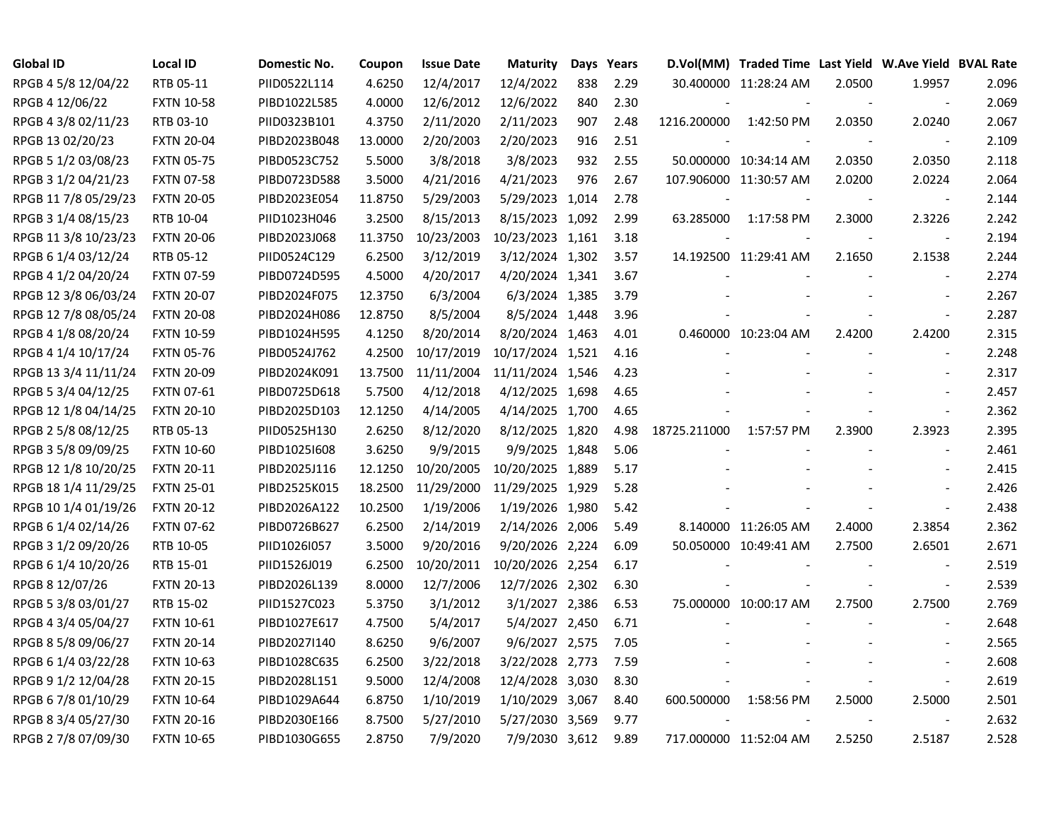| Global ID | Local ID | Domestic No. | Coupon | Issue Date | Maturity | Days | Years | D.Vol(MM) | Traded Time | Last Yield | W.Ave Yield | BVAL Rate |
|---|---|---|---|---|---|---|---|---|---|---|---|---|
| RPGB 4 5/8 12/04/22 | RTB 05-11 | PIID0522L114 | 4.6250 | 12/4/2017 | 12/4/2022 | 838 | 2.29 | 30.400000 | 11:28:24 AM | 2.0500 | 1.9957 | 2.096 |
| RPGB 4 12/06/22 | FXTN 10-58 | PIBD1022L585 | 4.0000 | 12/6/2012 | 12/6/2022 | 840 | 2.30 | - | - | - | - | 2.069 |
| RPGB 4 3/8 02/11/23 | RTB 03-10 | PIID0323B101 | 4.3750 | 2/11/2020 | 2/11/2023 | 907 | 2.48 | 1216.200000 | 1:42:50 PM | 2.0350 | 2.0240 | 2.067 |
| RPGB 13 02/20/23 | FXTN 20-04 | PIBD2023B048 | 13.0000 | 2/20/2003 | 2/20/2023 | 916 | 2.51 | - | - | - | - | 2.109 |
| RPGB 5 1/2 03/08/23 | FXTN 05-75 | PIBD0523C752 | 5.5000 | 3/8/2018 | 3/8/2023 | 932 | 2.55 | 50.000000 | 10:34:14 AM | 2.0350 | 2.0350 | 2.118 |
| RPGB 3 1/2 04/21/23 | FXTN 07-58 | PIBD0723D588 | 3.5000 | 4/21/2016 | 4/21/2023 | 976 | 2.67 | 107.906000 | 11:30:57 AM | 2.0200 | 2.0224 | 2.064 |
| RPGB 11 7/8 05/29/23 | FXTN 20-05 | PIBD2023E054 | 11.8750 | 5/29/2003 | 5/29/2023 | 1,014 | 2.78 | - | - | - | - | 2.144 |
| RPGB 3 1/4 08/15/23 | RTB 10-04 | PIID1023H046 | 3.2500 | 8/15/2013 | 8/15/2023 | 1,092 | 2.99 | 63.285000 | 1:17:58 PM | 2.3000 | 2.3226 | 2.242 |
| RPGB 11 3/8 10/23/23 | FXTN 20-06 | PIBD2023J068 | 11.3750 | 10/23/2003 | 10/23/2023 | 1,161 | 3.18 | - | - | - | - | 2.194 |
| RPGB 6 1/4 03/12/24 | RTB 05-12 | PIID0524C129 | 6.2500 | 3/12/2019 | 3/12/2024 | 1,302 | 3.57 | 14.192500 | 11:29:41 AM | 2.1650 | 2.1538 | 2.244 |
| RPGB 4 1/2 04/20/24 | FXTN 07-59 | PIBD0724D595 | 4.5000 | 4/20/2017 | 4/20/2024 | 1,341 | 3.67 | - | - | - | - | 2.274 |
| RPGB 12 3/8 06/03/24 | FXTN 20-07 | PIBD2024F075 | 12.3750 | 6/3/2004 | 6/3/2024 | 1,385 | 3.79 | - | - | - | - | 2.267 |
| RPGB 12 7/8 08/05/24 | FXTN 20-08 | PIBD2024H086 | 12.8750 | 8/5/2004 | 8/5/2024 | 1,448 | 3.96 | - | - | - | - | 2.287 |
| RPGB 4 1/8 08/20/24 | FXTN 10-59 | PIBD1024H595 | 4.1250 | 8/20/2014 | 8/20/2024 | 1,463 | 4.01 | 0.460000 | 10:23:04 AM | 2.4200 | 2.4200 | 2.315 |
| RPGB 4 1/4 10/17/24 | FXTN 05-76 | PIBD0524J762 | 4.2500 | 10/17/2019 | 10/17/2024 | 1,521 | 4.16 | - | - | - | - | 2.248 |
| RPGB 13 3/4 11/11/24 | FXTN 20-09 | PIBD2024K091 | 13.7500 | 11/11/2004 | 11/11/2024 | 1,546 | 4.23 | - | - | - | - | 2.317 |
| RPGB 5 3/4 04/12/25 | FXTN 07-61 | PIBD0725D618 | 5.7500 | 4/12/2018 | 4/12/2025 | 1,698 | 4.65 | - | - | - | - | 2.457 |
| RPGB 12 1/8 04/14/25 | FXTN 20-10 | PIBD2025D103 | 12.1250 | 4/14/2005 | 4/14/2025 | 1,700 | 4.65 | - | - | - | - | 2.362 |
| RPGB 2 5/8 08/12/25 | RTB 05-13 | PIID0525H130 | 2.6250 | 8/12/2020 | 8/12/2025 | 1,820 | 4.98 | 18725.211000 | 1:57:57 PM | 2.3900 | 2.3923 | 2.395 |
| RPGB 3 5/8 09/09/25 | FXTN 10-60 | PIBD1025I608 | 3.6250 | 9/9/2015 | 9/9/2025 | 1,848 | 5.06 | - | - | - | - | 2.461 |
| RPGB 12 1/8 10/20/25 | FXTN 20-11 | PIBD2025J116 | 12.1250 | 10/20/2005 | 10/20/2025 | 1,889 | 5.17 | - | - | - | - | 2.415 |
| RPGB 18 1/4 11/29/25 | FXTN 25-01 | PIBD2525K015 | 18.2500 | 11/29/2000 | 11/29/2025 | 1,929 | 5.28 | - | - | - | - | 2.426 |
| RPGB 10 1/4 01/19/26 | FXTN 20-12 | PIBD2026A122 | 10.2500 | 1/19/2006 | 1/19/2026 | 1,980 | 5.42 | - | - | - | - | 2.438 |
| RPGB 6 1/4 02/14/26 | FXTN 07-62 | PIBD0726B627 | 6.2500 | 2/14/2019 | 2/14/2026 | 2,006 | 5.49 | 8.140000 | 11:26:05 AM | 2.4000 | 2.3854 | 2.362 |
| RPGB 3 1/2 09/20/26 | RTB 10-05 | PIID1026I057 | 3.5000 | 9/20/2016 | 9/20/2026 | 2,224 | 6.09 | 50.050000 | 10:49:41 AM | 2.7500 | 2.6501 | 2.671 |
| RPGB 6 1/4 10/20/26 | RTB 15-01 | PIID1526J019 | 6.2500 | 10/20/2011 | 10/20/2026 | 2,254 | 6.17 | - | - | - | - | 2.519 |
| RPGB 8 12/07/26 | FXTN 20-13 | PIBD2026L139 | 8.0000 | 12/7/2006 | 12/7/2026 | 2,302 | 6.30 | - | - | - | - | 2.539 |
| RPGB 5 3/8 03/01/27 | RTB 15-02 | PIID1527C023 | 5.3750 | 3/1/2012 | 3/1/2027 | 2,386 | 6.53 | 75.000000 | 10:00:17 AM | 2.7500 | 2.7500 | 2.769 |
| RPGB 4 3/4 05/04/27 | FXTN 10-61 | PIBD1027E617 | 4.7500 | 5/4/2017 | 5/4/2027 | 2,450 | 6.71 | - | - | - | - | 2.648 |
| RPGB 8 5/8 09/06/27 | FXTN 20-14 | PIBD2027I140 | 8.6250 | 9/6/2007 | 9/6/2027 | 2,575 | 7.05 | - | - | - | - | 2.565 |
| RPGB 6 1/4 03/22/28 | FXTN 10-63 | PIBD1028C635 | 6.2500 | 3/22/2018 | 3/22/2028 | 2,773 | 7.59 | - | - | - | - | 2.608 |
| RPGB 9 1/2 12/04/28 | FXTN 20-15 | PIBD2028L151 | 9.5000 | 12/4/2008 | 12/4/2028 | 3,030 | 8.30 | - | - | - | - | 2.619 |
| RPGB 6 7/8 01/10/29 | FXTN 10-64 | PIBD1029A644 | 6.8750 | 1/10/2019 | 1/10/2029 | 3,067 | 8.40 | 600.500000 | 1:58:56 PM | 2.5000 | 2.5000 | 2.501 |
| RPGB 8 3/4 05/27/30 | FXTN 20-16 | PIBD2030E166 | 8.7500 | 5/27/2010 | 5/27/2030 | 3,569 | 9.77 | - | - | - | - | 2.632 |
| RPGB 2 7/8 07/09/30 | FXTN 10-65 | PIBD1030G655 | 2.8750 | 7/9/2020 | 7/9/2030 | 3,612 | 9.89 | 717.000000 | 11:52:04 AM | 2.5250 | 2.5187 | 2.528 |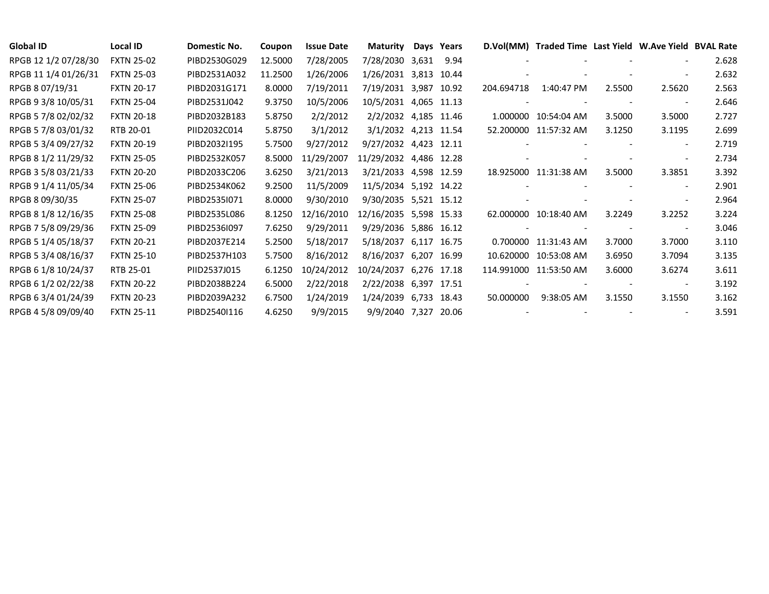| Global ID | Local ID | Domestic No. | Coupon | Issue Date | Maturity | Days | Years | D.Vol(MM) | Traded Time | Last Yield | W.Ave Yield | BVAL Rate |
|---|---|---|---|---|---|---|---|---|---|---|---|---|
| RPGB 12 1/2 07/28/30 | FXTN 25-02 | PIBD2530G029 | 12.5000 | 7/28/2005 | 7/28/2030 | 3,631 | 9.94 | - | - | - | - | 2.628 |
| RPGB 11 1/4 01/26/31 | FXTN 25-03 | PIBD2531A032 | 11.2500 | 1/26/2006 | 1/26/2031 | 3,813 | 10.44 | - | - | - | - | 2.632 |
| RPGB 8 07/19/31 | FXTN 20-17 | PIBD2031G171 | 8.0000 | 7/19/2011 | 7/19/2031 | 3,987 | 10.92 | 204.694718 | 1:40:47 PM | 2.5500 | 2.5620 | 2.563 |
| RPGB 9 3/8 10/05/31 | FXTN 25-04 | PIBD2531J042 | 9.3750 | 10/5/2006 | 10/5/2031 | 4,065 | 11.13 | - | - | - | - | 2.646 |
| RPGB 5 7/8 02/02/32 | FXTN 20-18 | PIBD2032B183 | 5.8750 | 2/2/2012 | 2/2/2032 | 4,185 | 11.46 | 1.000000 | 10:54:04 AM | 3.5000 | 3.5000 | 2.727 |
| RPGB 5 7/8 03/01/32 | RTB 20-01 | PIID2032C014 | 5.8750 | 3/1/2012 | 3/1/2032 | 4,213 | 11.54 | 52.200000 | 11:57:32 AM | 3.1250 | 3.1195 | 2.699 |
| RPGB 5 3/4 09/27/32 | FXTN 20-19 | PIBD2032I195 | 5.7500 | 9/27/2012 | 9/27/2032 | 4,423 | 12.11 | - | - | - | - | 2.719 |
| RPGB 8 1/2 11/29/32 | FXTN 25-05 | PIBD2532K057 | 8.5000 | 11/29/2007 | 11/29/2032 | 4,486 | 12.28 | - | - | - | - | 2.734 |
| RPGB 3 5/8 03/21/33 | FXTN 20-20 | PIBD2033C206 | 3.6250 | 3/21/2013 | 3/21/2033 | 4,598 | 12.59 | 18.925000 | 11:31:38 AM | 3.5000 | 3.3851 | 3.392 |
| RPGB 9 1/4 11/05/34 | FXTN 25-06 | PIBD2534K062 | 9.2500 | 11/5/2009 | 11/5/2034 | 5,192 | 14.22 | - | - | - | - | 2.901 |
| RPGB 8 09/30/35 | FXTN 25-07 | PIBD2535I071 | 8.0000 | 9/30/2010 | 9/30/2035 | 5,521 | 15.12 | - | - | - | - | 2.964 |
| RPGB 8 1/8 12/16/35 | FXTN 25-08 | PIBD2535L086 | 8.1250 | 12/16/2010 | 12/16/2035 | 5,598 | 15.33 | 62.000000 | 10:18:40 AM | 3.2249 | 3.2252 | 3.224 |
| RPGB 7 5/8 09/29/36 | FXTN 25-09 | PIBD2536I097 | 7.6250 | 9/29/2011 | 9/29/2036 | 5,886 | 16.12 | - | - | - | - | 3.046 |
| RPGB 5 1/4 05/18/37 | FXTN 20-21 | PIBD2037E214 | 5.2500 | 5/18/2017 | 5/18/2037 | 6,117 | 16.75 | 0.700000 | 11:31:43 AM | 3.7000 | 3.7000 | 3.110 |
| RPGB 5 3/4 08/16/37 | FXTN 25-10 | PIBD2537H103 | 5.7500 | 8/16/2012 | 8/16/2037 | 6,207 | 16.99 | 10.620000 | 10:53:08 AM | 3.6950 | 3.7094 | 3.135 |
| RPGB 6 1/8 10/24/37 | RTB 25-01 | PIID2537J015 | 6.1250 | 10/24/2012 | 10/24/2037 | 6,276 | 17.18 | 114.991000 | 11:53:50 AM | 3.6000 | 3.6274 | 3.611 |
| RPGB 6 1/2 02/22/38 | FXTN 20-22 | PIBD2038B224 | 6.5000 | 2/22/2018 | 2/22/2038 | 6,397 | 17.51 | - | - | - | - | 3.192 |
| RPGB 6 3/4 01/24/39 | FXTN 20-23 | PIBD2039A232 | 6.7500 | 1/24/2019 | 1/24/2039 | 6,733 | 18.43 | 50.000000 | 9:38:05 AM | 3.1550 | 3.1550 | 3.162 |
| RPGB 4 5/8 09/09/40 | FXTN 25-11 | PIBD2540I116 | 4.6250 | 9/9/2015 | 9/9/2040 | 7,327 | 20.06 | - | - | - | - | 3.591 |